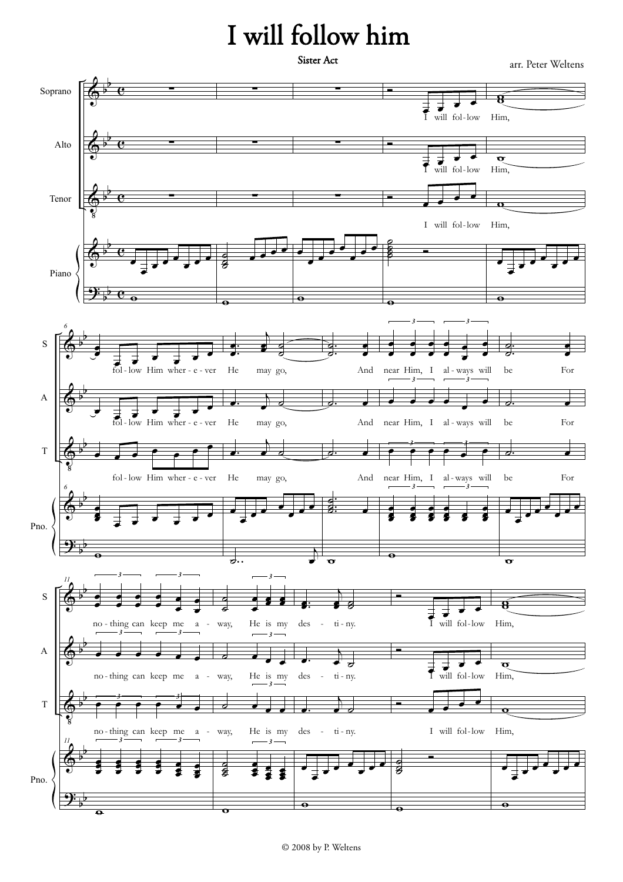# I will follow him

Sister Act

arr. Peter Weltens

© 2008 by P. Weltens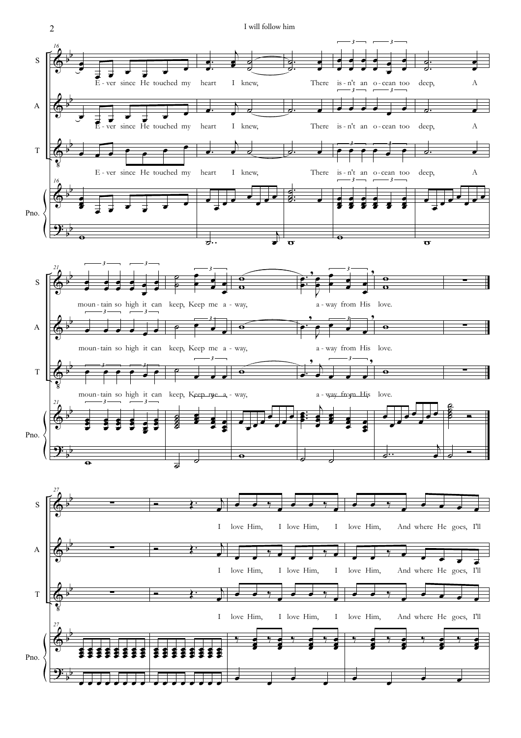S

A

T

Pno.

E - ver since He touched my heart I knew, There is - n't an o - cean too deep, A

moun - tain so high it can keep, Keep me a - way, a - way from His love.

I love Him, I love Him, I love Him, And where He goes, I'll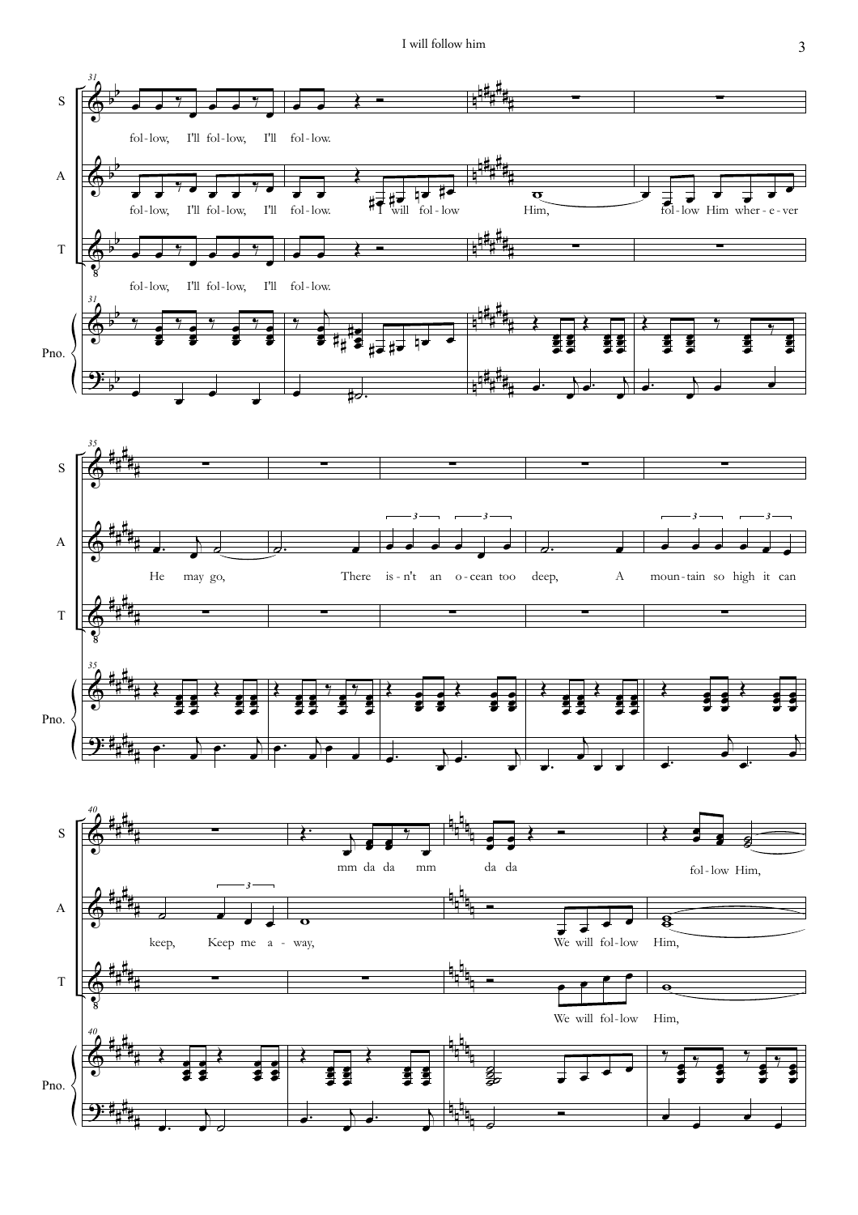**S:** fol - low, I'll fol - low, I'll fol - low.

**A:** fol - low, I'll fol - low, I'll fol - low. I will fol - low Him, fol - low Him wher - e - ver

**T:** fol - low, I'll fol - low, I'll fol - low.

**Pno.**

**A:** He may go, There is - n't an o - cean too deep, A moun - tain so high it can

**S:** mm da da mm da da fol - low Him,

**A:** keep, Keep me a - way, We will fol - low Him,

**T:** We will fol - low Him,

**Pno.**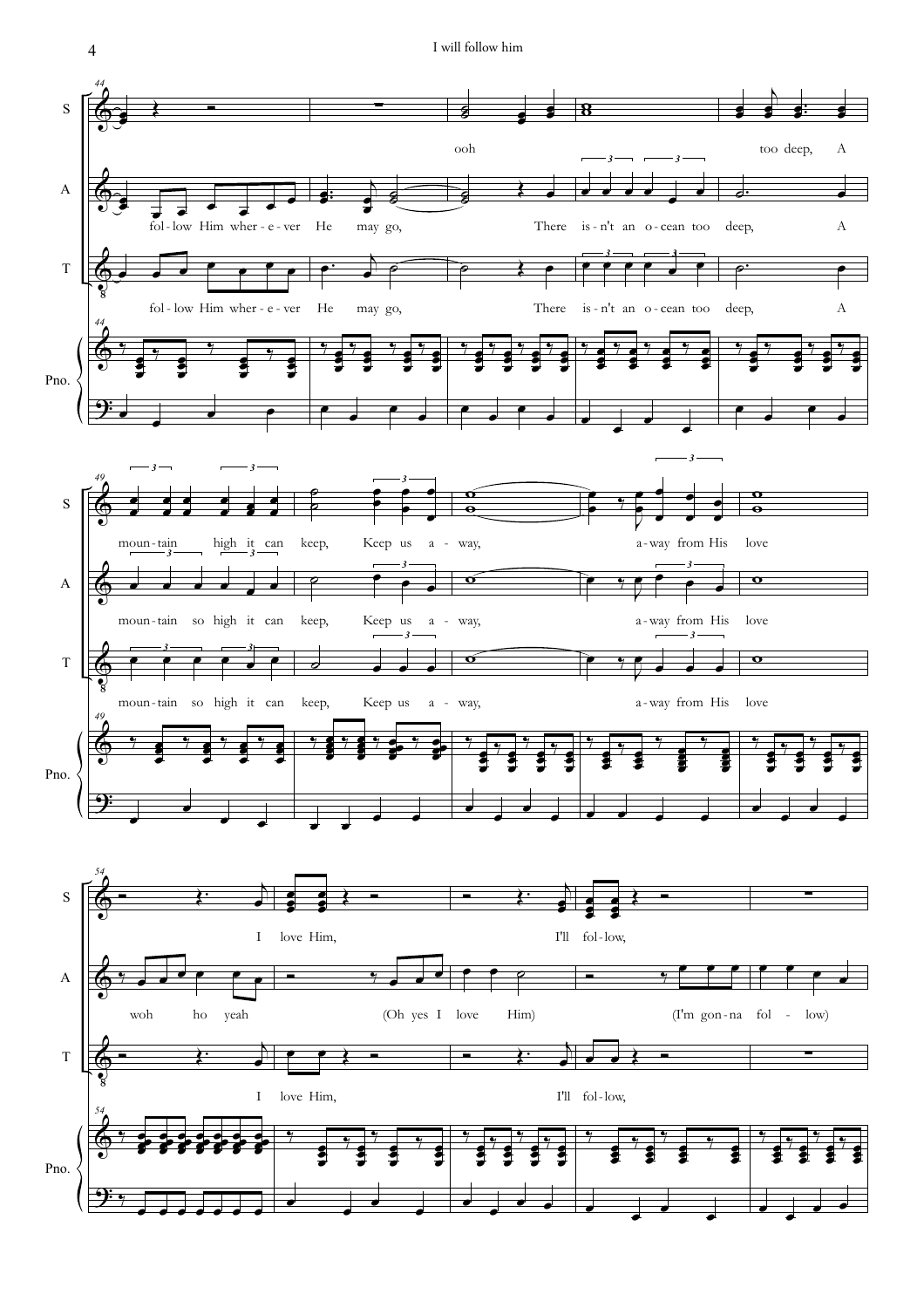S

A

T

Pno.

ooh too deep, A

fol - low Him wher - e - ver He may go, There is - n't an o - cean too deep, A

fol - low Him wher - e - ver He may go, There is - n't an o - cean too deep, A

moun - tain high it can keep, Keep us a - way, a - way from His love

moun - tain so high it can keep, Keep us a - way, a - way from His love

moun - tain so high it can keep, Keep us a - way, a - way from His love

I love Him, I'll fol - low,

woh ho yeah (Oh yes I love Him) (I'm gon - na fol - low)

I love Him, I'll fol - low,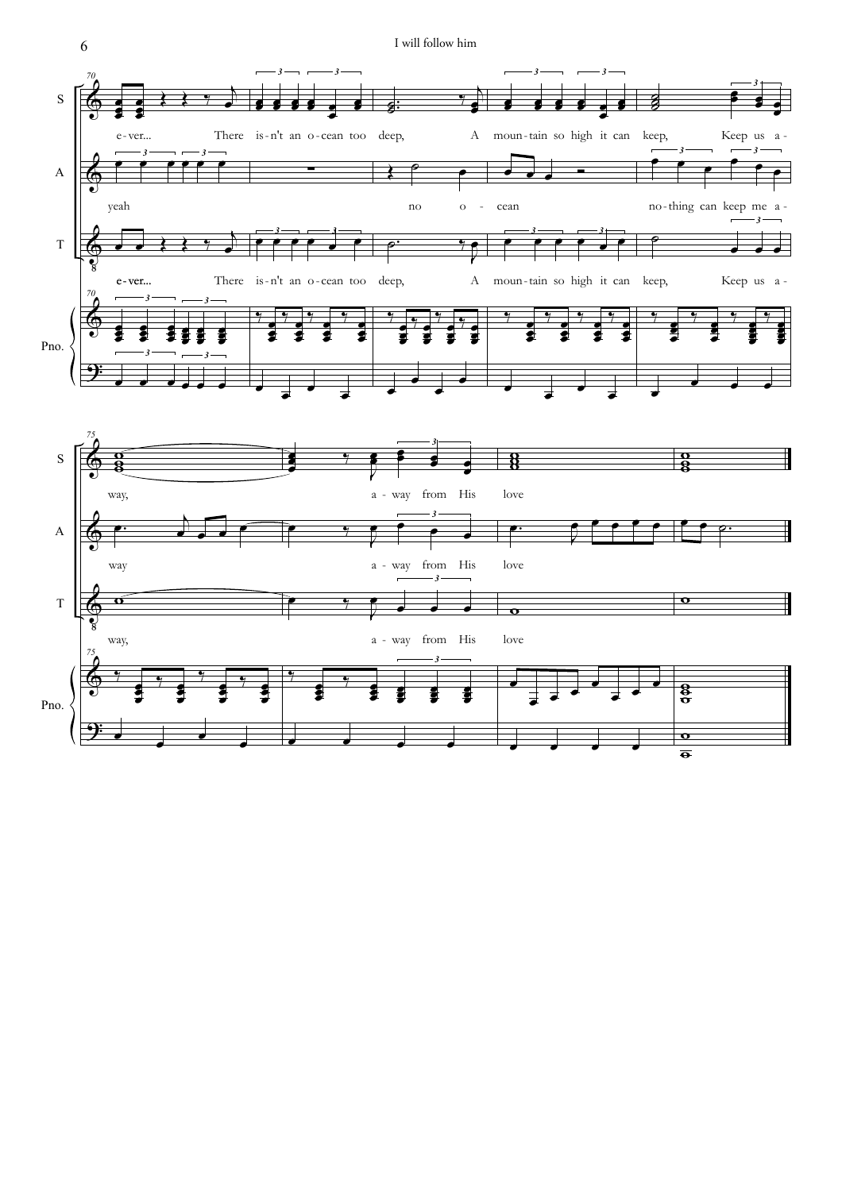S: e-ver... There is-n't an o-cean too deep, A moun-tain so high it can keep, Keep us a- way, a - way from His love

A: yeah no o - cean no-thing can keep me a- way a - way from His love

T: e-ver... There is-n't an o-cean too deep, A moun-tain so high it can keep, Keep us a- way, a - way from His love

Pno.